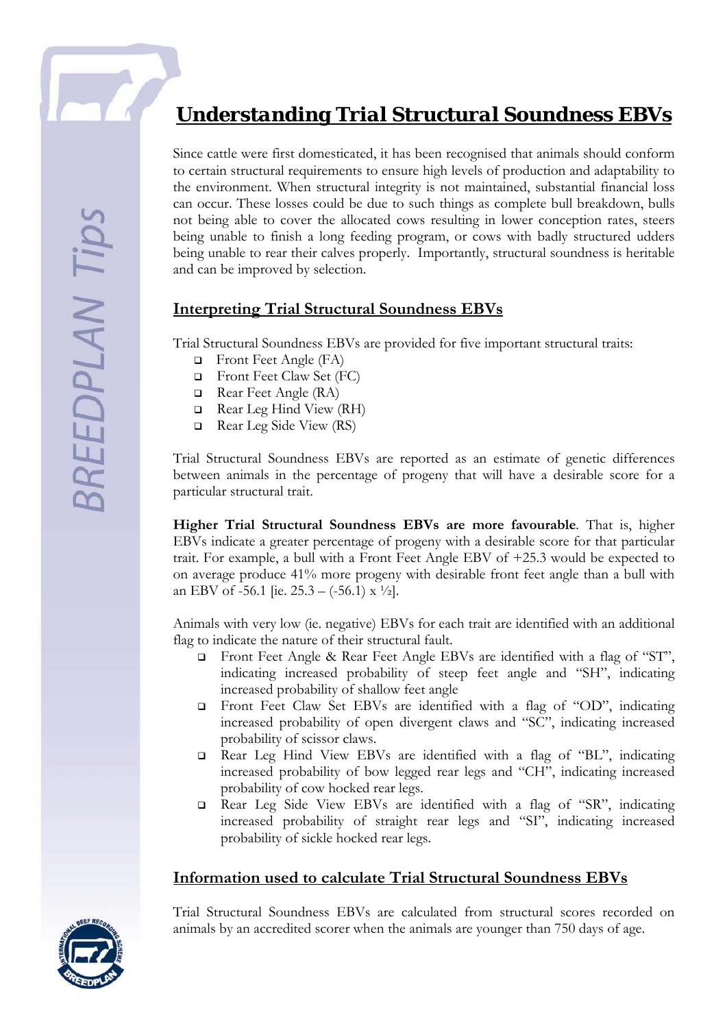# Understanding Trial Structural Soundness EBVs

Since cattle were first domesticated, it has been recognised that animals should conform to certain structural requirements to ensure high levels of production and adaptability to the environment. When structural integrity is not maintained, substantial financial loss can occur. These losses could be due to such things as complete bull breakdown, bulls not being able to cover the allocated cows resulting in lower conception rates, steers being unable to finish a long feeding program, or cows with badly structured udders being unable to rear their calves properly. Importantly, structural soundness is heritable and can be improved by selection.

## Interpreting Trial Structural Soundness EBVs

Trial Structural Soundness EBVs are provided for five important structural traits:

- Front Feet Angle (FA)
- Front Feet Claw Set (FC)
- Rear Feet Angle (RA)
- Rear Leg Hind View (RH)
- Rear Leg Side View (RS)

Trial Structural Soundness EBVs are reported as an estimate of genetic differences between animals in the percentage of progeny that will have a desirable score for a particular structural trait.

**Higher Trial Structural Soundness EBVs are more favourable**. That is, higher EBVs indicate a greater percentage of progeny with a desirable score for that particular trait. For example, a bull with a Front Feet Angle EBV of +25.3 would be expected to on average produce 41% more progeny with desirable front feet angle than a bull with an EBV of -56.1 [ie. 25.3 – (-56.1) x ½].

Animals with very low (ie. negative) EBVs for each trait are identified with an additional flag to indicate the nature of their structural fault.

- Front Feet Angle & Rear Feet Angle EBVs are identified with a flag of "ST", indicating increased probability of steep feet angle and "SH", indicating increased probability of shallow feet angle
- Front Feet Claw Set EBVs are identified with a flag of "OD", indicating increased probability of open divergent claws and "SC", indicating increased probability of scissor claws.
- Rear Leg Hind View EBVs are identified with a flag of "BL", indicating increased probability of bow legged rear legs and "CH", indicating increased probability of cow hocked rear legs.
- Rear Leg Side View EBVs are identified with a flag of "SR", indicating increased probability of straight rear legs and "SI", indicating increased probability of sickle hocked rear legs.

## Information used to calculate Trial Structural Soundness EBVs

Trial Structural Soundness EBVs are calculated from structural scores recorded on animals by an accredited scorer when the animals are younger than 750 days of age.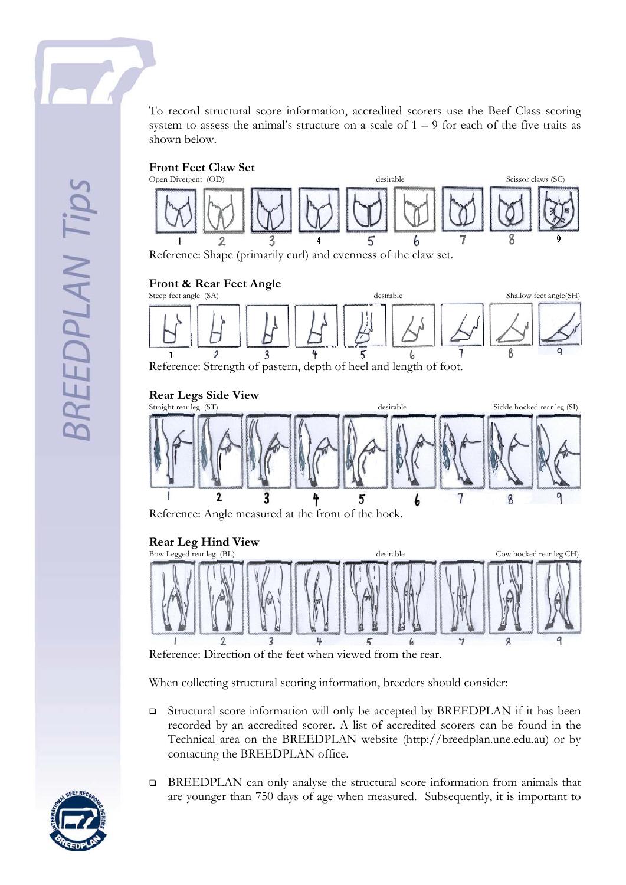To record structural score information, accredited scorers use the Beef Class scoring system to assess the animal's structure on a scale of 1 – 9 for each of the five traits as shown below.

**Front Feet Claw Set**

Open Divergent (OD) | desirable | Scissor claws (SC)

1 2 3 4 5 6 7 8 9

Reference: Shape (primarily curl) and evenness of the claw set.

**Front & Rear Feet Angle**

Steep feet angle (SA) | desirable | Shallow feet angle(SH)

1 2 3 4 5 6 7 8 9

Reference: Strength of pastern, depth of heel and length of foot.

**Rear Legs Side View**

Straight rear leg (ST) | desirable | Sickle hocked rear leg (SI)

1 2 3 4 5 6 7 8 9

Reference: Angle measured at the front of the hock.

**Rear Leg Hind View**

Bow Legged rear leg (BL) | desirable | Cow hocked rear leg CH)

1 2 3 4 5 6 7 8 9

Reference: Direction of the feet when viewed from the rear.

When collecting structural scoring information, breeders should consider:

- Structural score information will only be accepted by BREEDPLAN if it has been recorded by an accredited scorer. A list of accredited scorers can be found in the Technical area on the BREEDPLAN website (http://breedplan.une.edu.au) or by contacting the BREEDPLAN office.

- BREEDPLAN can only analyse the structural score information from animals that are younger than 750 days of age when measured. Subsequently, it is important to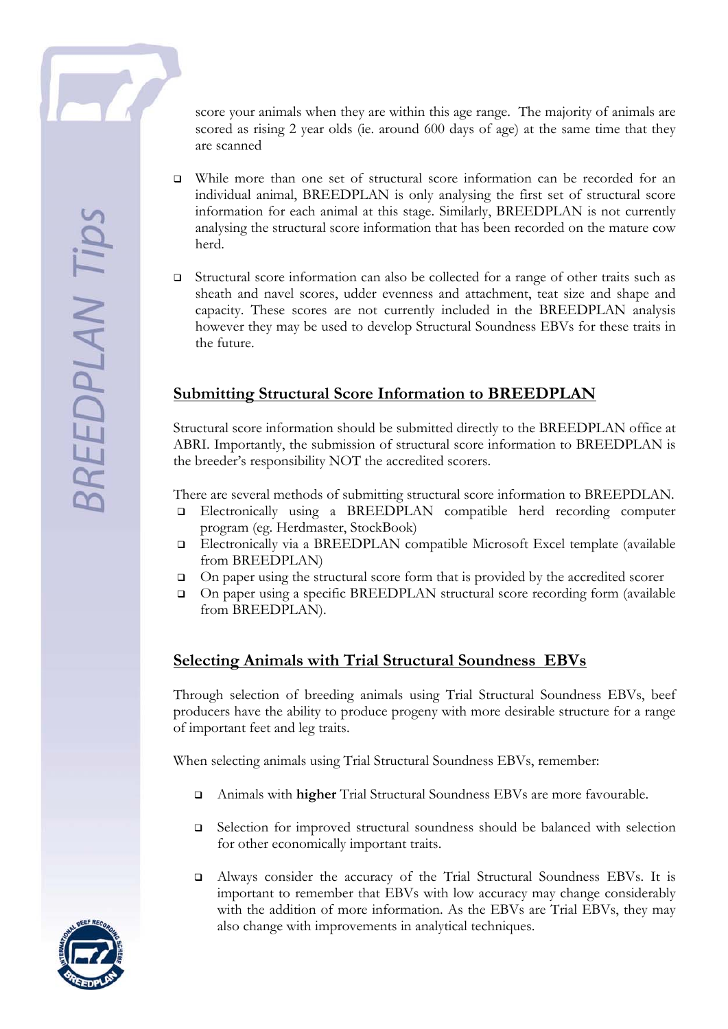score your animals when they are within this age range. The majority of animals are scored as rising 2 year olds (ie. around 600 days of age) at the same time that they are scanned

- While more than one set of structural score information can be recorded for an individual animal, BREEDPLAN is only analysing the first set of structural score information for each animal at this stage. Similarly, BREEDPLAN is not currently analysing the structural score information that has been recorded on the mature cow herd.

- Structural score information can also be collected for a range of other traits such as sheath and navel scores, udder evenness and attachment, teat size and shape and capacity. These scores are not currently included in the BREEDPLAN analysis however they may be used to develop Structural Soundness EBVs for these traits in the future.

## Submitting Structural Score Information to BREEDPLAN

Structural score information should be submitted directly to the BREEDPLAN office at ABRI. Importantly, the submission of structural score information to BREEDPLAN is the breeder's responsibility NOT the accredited scorers.

There are several methods of submitting structural score information to BREEPDLAN.

- Electronically using a BREEDPLAN compatible herd recording computer program (eg. Herdmaster, StockBook)
- Electronically via a BREEDPLAN compatible Microsoft Excel template (available from BREEDPLAN)
- On paper using the structural score form that is provided by the accredited scorer
- On paper using a specific BREEDPLAN structural score recording form (available from BREEDPLAN).

## Selecting Animals with Trial Structural Soundness EBVs

Through selection of breeding animals using Trial Structural Soundness EBVs, beef producers have the ability to produce progeny with more desirable structure for a range of important feet and leg traits.

When selecting animals using Trial Structural Soundness EBVs, remember:

- Animals with **higher** Trial Structural Soundness EBVs are more favourable.

- Selection for improved structural soundness should be balanced with selection for other economically important traits.

- Always consider the accuracy of the Trial Structural Soundness EBVs. It is important to remember that EBVs with low accuracy may change considerably with the addition of more information. As the EBVs are Trial EBVs, they may also change with improvements in analytical techniques.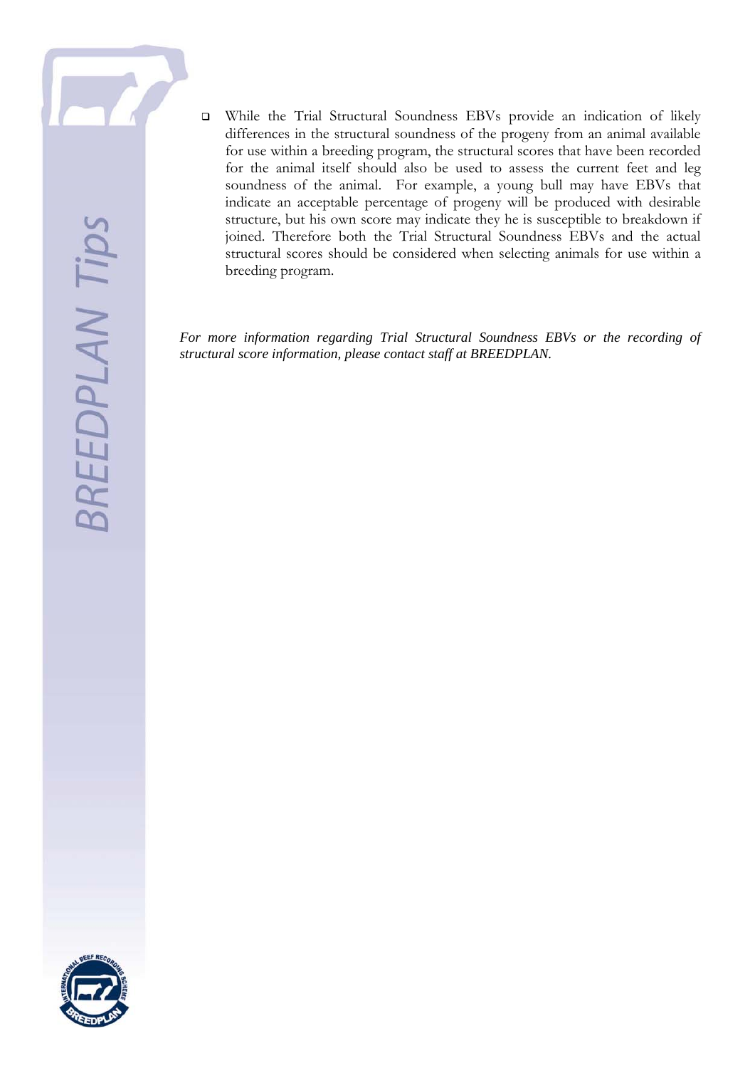- While the Trial Structural Soundness EBVs provide an indication of likely differences in the structural soundness of the progeny from an animal available for use within a breeding program, the structural scores that have been recorded for the animal itself should also be used to assess the current feet and leg soundness of the animal. For example, a young bull may have EBVs that indicate an acceptable percentage of progeny will be produced with desirable structure, but his own score may indicate they he is susceptible to breakdown if joined. Therefore both the Trial Structural Soundness EBVs and the actual structural scores should be considered when selecting animals for use within a breeding program.

*For more information regarding Trial Structural Soundness EBVs or the recording of structural score information, please contact staff at BREEDPLAN.*